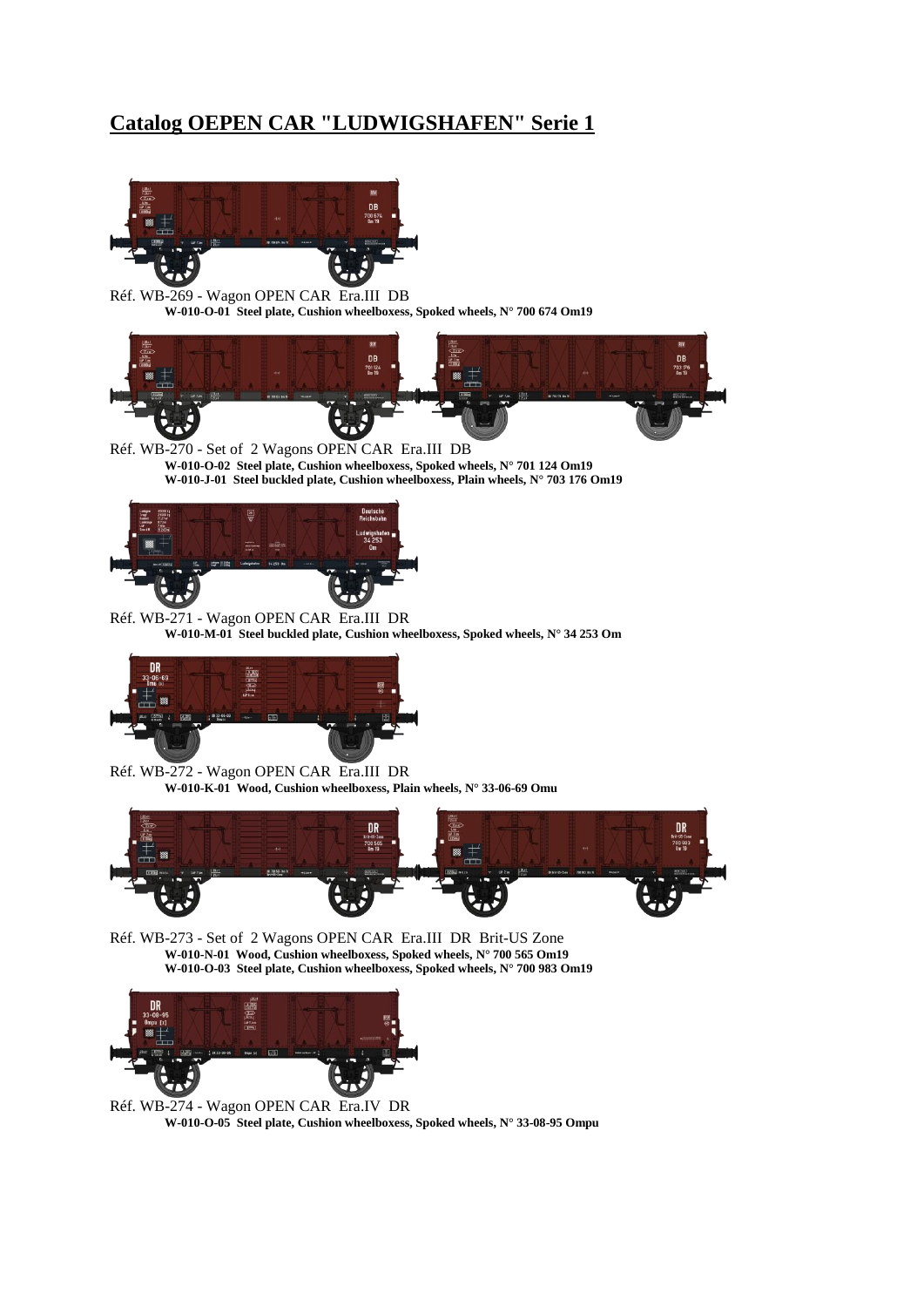# Catalog OEPEN CAR "LUDWIGSHAFEN" Serie 1

Réf. WB-269 - Wagon OPEN CAR Era.III DB

**W-010-O-01 Steel plate, Cushion wheelboxess, Spoked wheels, N° 700 674 Om19**

Réf. WB-270 - Set of 2 Wagons OPEN CAR Era.III DB

**W-010-O-02 Steel plate, Cushion wheelboxess, Spoked wheels, N° 701 124 Om19**
**W-010-J-01 Steel buckled plate, Cushion wheelboxess, Plain wheels, N° 703 176 Om19**

Réf. WB-271 - Wagon OPEN CAR Era.III DR

**W-010-M-01 Steel buckled plate, Cushion wheelboxess, Spoked wheels, N° 34 253 Om**

Réf. WB-272 - Wagon OPEN CAR Era.III DR

**W-010-K-01 Wood, Cushion wheelboxess, Plain wheels, N° 33-06-69 Omu**

Réf. WB-273 - Set of 2 Wagons OPEN CAR Era.III DR Brit-US Zone

**W-010-N-01 Wood, Cushion wheelboxess, Spoked wheels, N° 700 565 Om19**
**W-010-O-03 Steel plate, Cushion wheelboxess, Spoked wheels, N° 700 983 Om19**

Réf. WB-274 - Wagon OPEN CAR Era.IV DR

**W-010-O-05 Steel plate, Cushion wheelboxess, Spoked wheels, N° 33-08-95 Ompu**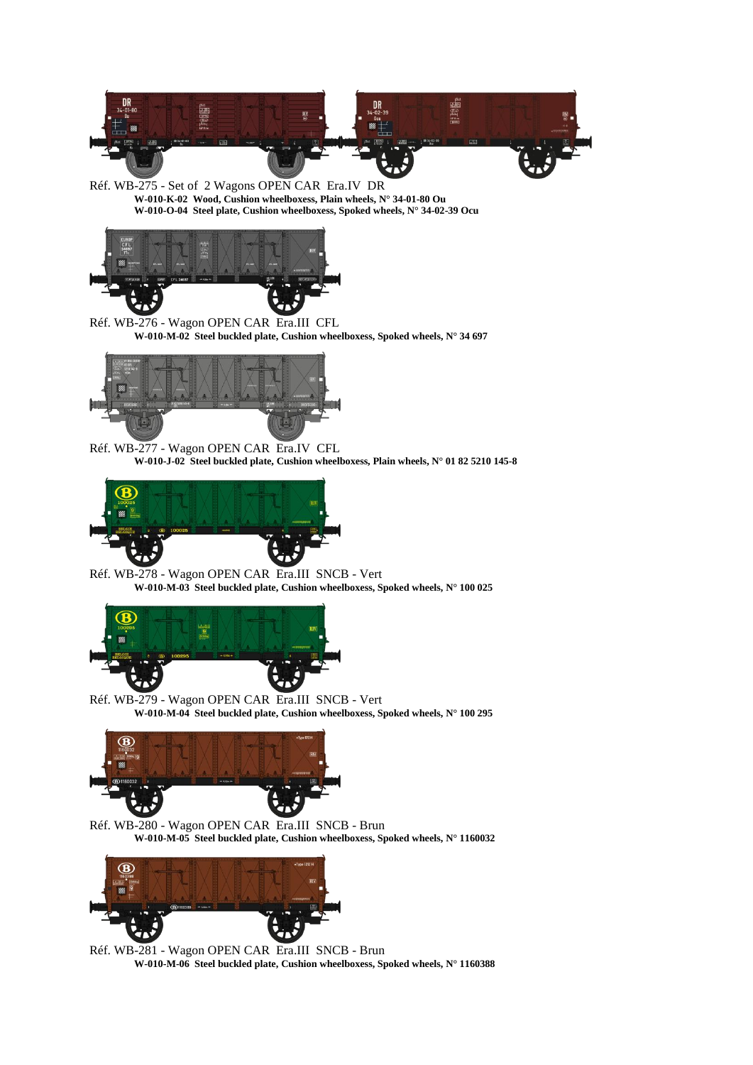Réf. WB-275 - Set of 2 Wagons OPEN CAR Era.IV DR

**W-010-K-02 Wood, Cushion wheelboxess, Plain wheels, N° 34-01-80 Ou**
**W-010-O-04 Steel plate, Cushion wheelboxess, Spoked wheels, N° 34-02-39 Ocu**

Réf. WB-276 - Wagon OPEN CAR Era.III CFL

**W-010-M-02 Steel buckled plate, Cushion wheelboxess, Spoked wheels, N° 34 697**

Réf. WB-277 - Wagon OPEN CAR Era.IV CFL

**W-010-J-02 Steel buckled plate, Cushion wheelboxess, Plain wheels, N° 01 82 5210 145-8**

Réf. WB-278 - Wagon OPEN CAR Era.III SNCB - Vert

**W-010-M-03 Steel buckled plate, Cushion wheelboxess, Spoked wheels, N° 100 025**

Réf. WB-279 - Wagon OPEN CAR Era.III SNCB - Vert

**W-010-M-04 Steel buckled plate, Cushion wheelboxess, Spoked wheels, N° 100 295**

Réf. WB-280 - Wagon OPEN CAR Era.III SNCB - Brun

**W-010-M-05 Steel buckled plate, Cushion wheelboxess, Spoked wheels, N° 1160032**

Réf. WB-281 - Wagon OPEN CAR Era.III SNCB - Brun

**W-010-M-06 Steel buckled plate, Cushion wheelboxess, Spoked wheels, N° 1160388**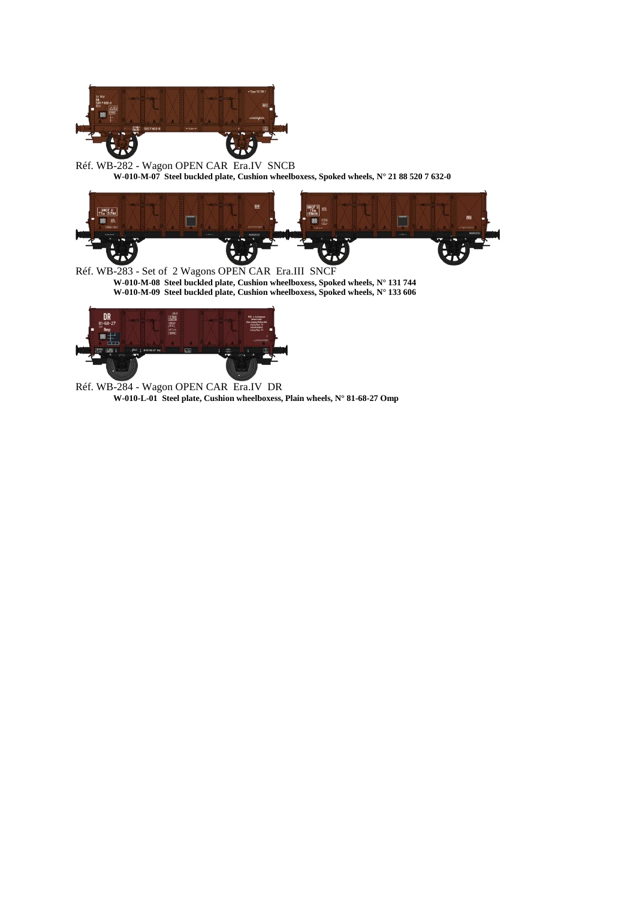Réf. WB-282 - Wagon OPEN CAR Era.IV SNCB

**W-010-M-07 Steel buckled plate, Cushion wheelboxess, Spoked wheels, N° 21 88 520 7 632-0**

Réf. WB-283 - Set of 2 Wagons OPEN CAR Era.III SNCF

**W-010-M-08 Steel buckled plate, Cushion wheelboxess, Spoked wheels, N° 131 744**
**W-010-M-09 Steel buckled plate, Cushion wheelboxess, Spoked wheels, N° 133 606**

Réf. WB-284 - Wagon OPEN CAR Era.IV DR

**W-010-L-01 Steel plate, Cushion wheelboxess, Plain wheels, N° 81-68-27 Omp**